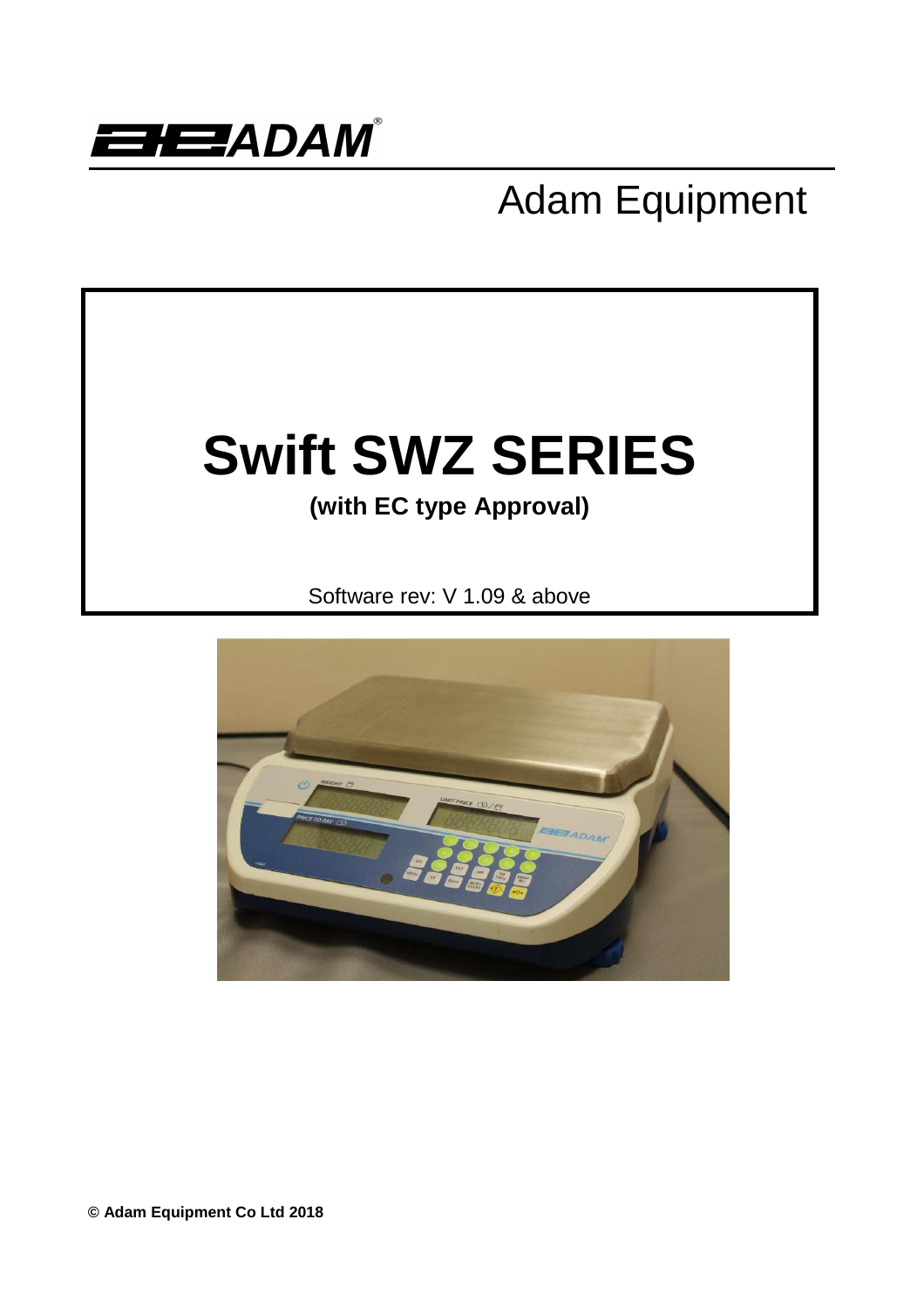ADAM®

Adam Equipment

# Swift SWZ SERIES

**(with EC type Approval)**

Software rev: V 1.09 & above

**© Adam Equipment Co Ltd 2018**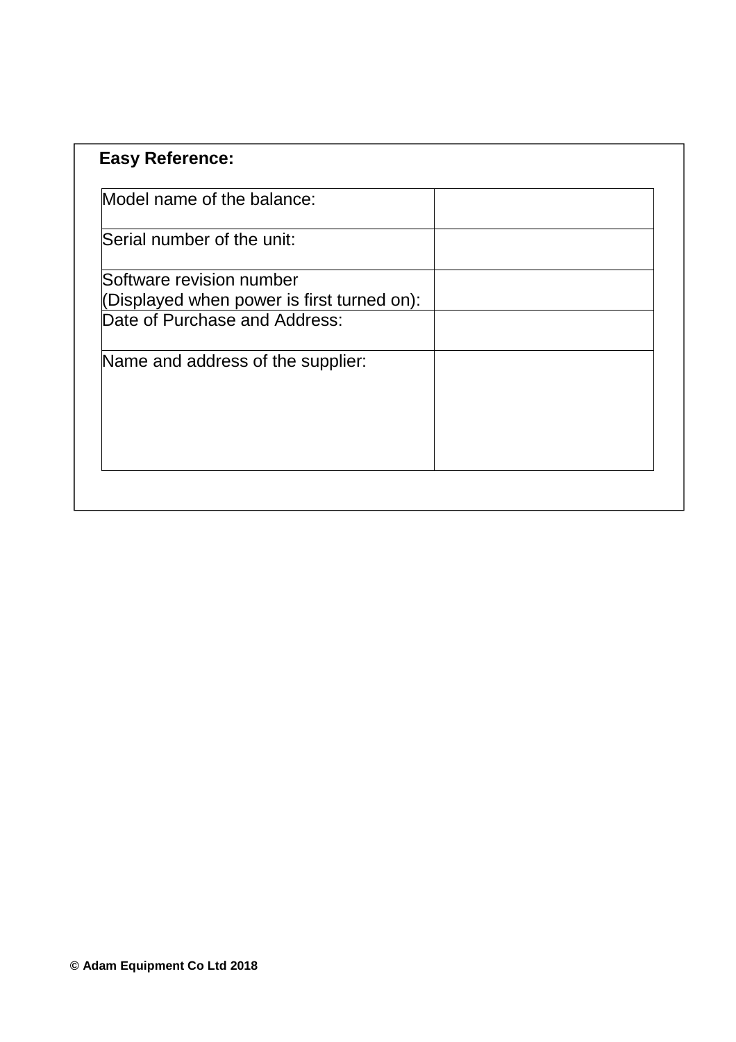**Easy Reference:**

| | |
|---|---|
| Model name of the balance: | |
| Serial number of the unit: | |
| Software revision number (Displayed when power is first turned on): | |
| Date of Purchase and Address: | |
| Name and address of the supplier: | |

**© Adam Equipment Co Ltd 2018**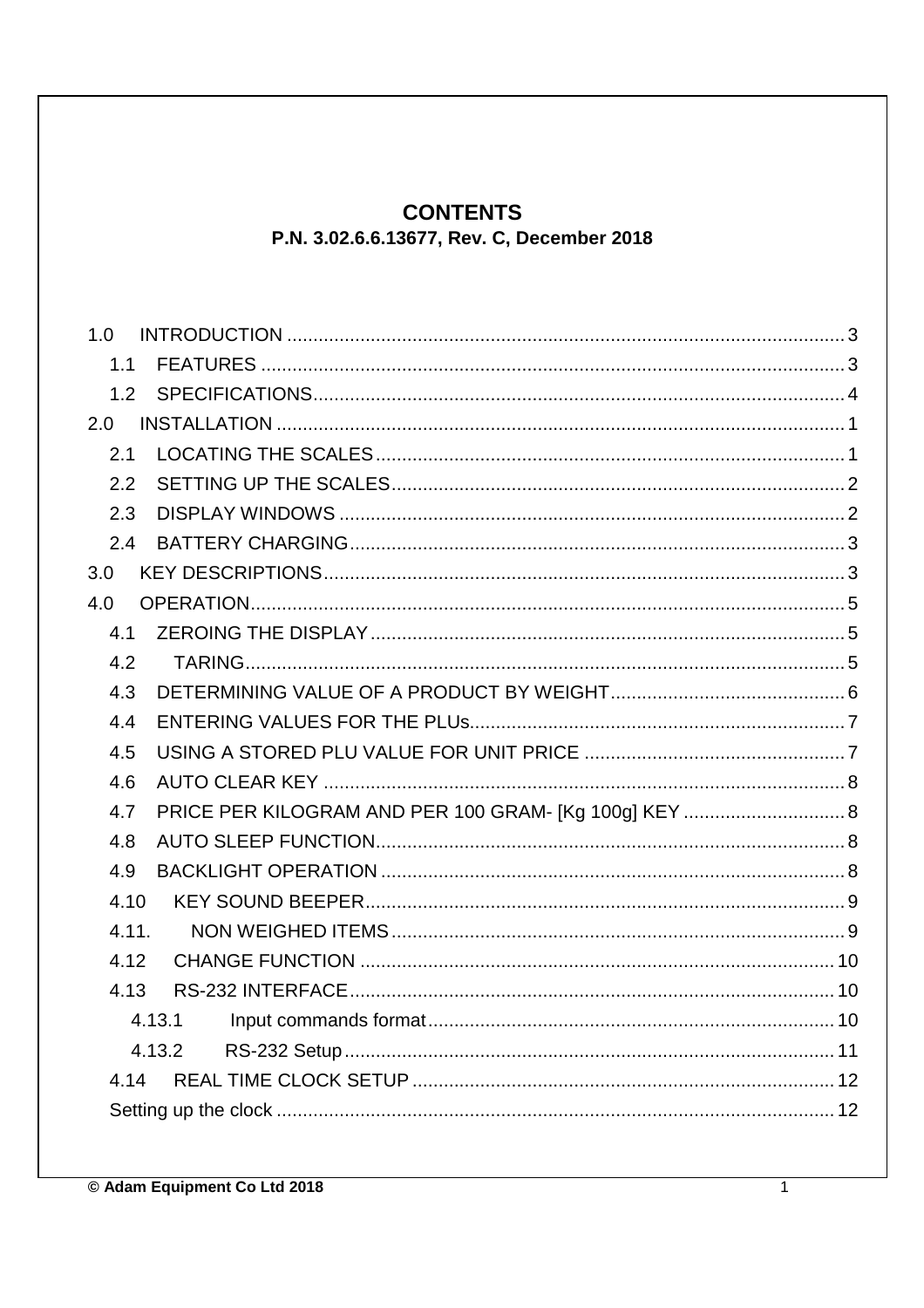# CONTENTS

**P.N. 3.02.6.6.13677, Rev. C, December 2018**

1.0 INTRODUCTION .......... 3
 1.1 FEATURES .......... 3
 1.2 SPECIFICATIONS .......... 4
2.0 INSTALLATION .......... 1
 2.1 LOCATING THE SCALES .......... 1
 2.2 SETTING UP THE SCALES .......... 2
 2.3 DISPLAY WINDOWS .......... 2
 2.4 BATTERY CHARGING .......... 3
3.0 KEY DESCRIPTIONS .......... 3
4.0 OPERATION .......... 5
 4.1 ZEROING THE DISPLAY .......... 5
 4.2 TARING .......... 5
 4.3 DETERMINING VALUE OF A PRODUCT BY WEIGHT .......... 6
 4.4 ENTERING VALUES FOR THE PLUs .......... 7
 4.5 USING A STORED PLU VALUE FOR UNIT PRICE .......... 7
 4.6 AUTO CLEAR KEY .......... 8
 4.7 PRICE PER KILOGRAM AND PER 100 GRAM- [Kg 100g] KEY .......... 8
 4.8 AUTO SLEEP FUNCTION .......... 8
 4.9 BACKLIGHT OPERATION .......... 8
 4.10 KEY SOUND BEEPER .......... 9
 4.11. NON WEIGHED ITEMS .......... 9
 4.12 CHANGE FUNCTION .......... 10
 4.13 RS-232 INTERFACE .......... 10
  4.13.1 Input commands format .......... 10
  4.13.2 RS-232 Setup .......... 11
 4.14 REAL TIME CLOCK SETUP .......... 12
 Setting up the clock .......... 12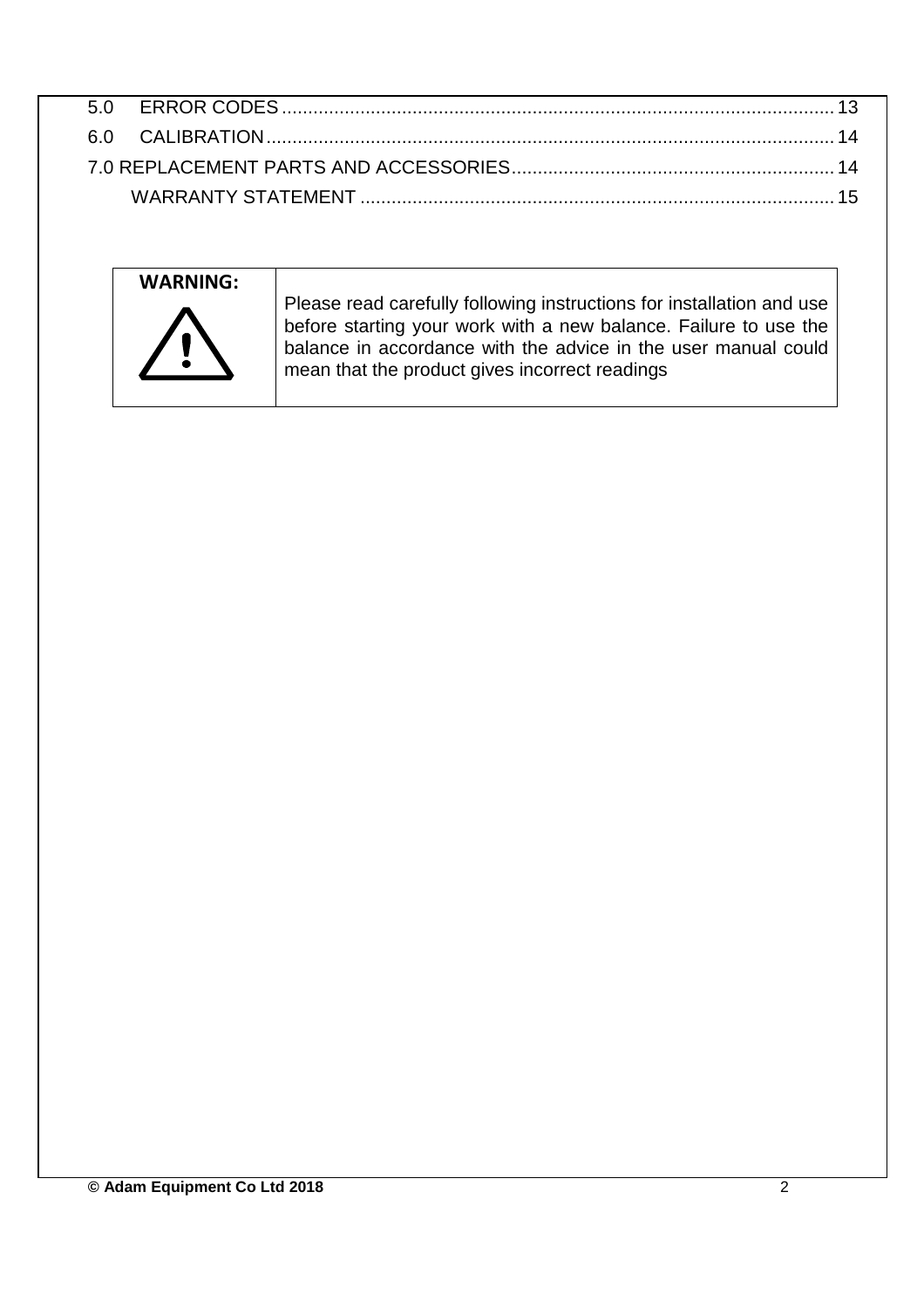5.0 ERROR CODES ........................................................................................................ 13
6.0 CALIBRATION ........................................................................................................ 14
7.0 REPLACEMENT PARTS AND ACCESSORIES ............................................................. 14
WARRANTY STATEMENT ........................................................................................... 15

| **WARNING:** | Please read carefully following instructions for installation and use before starting your work with a new balance. Failure to use the balance in accordance with the advice in the user manual could mean that the product gives incorrect readings |
|---|---|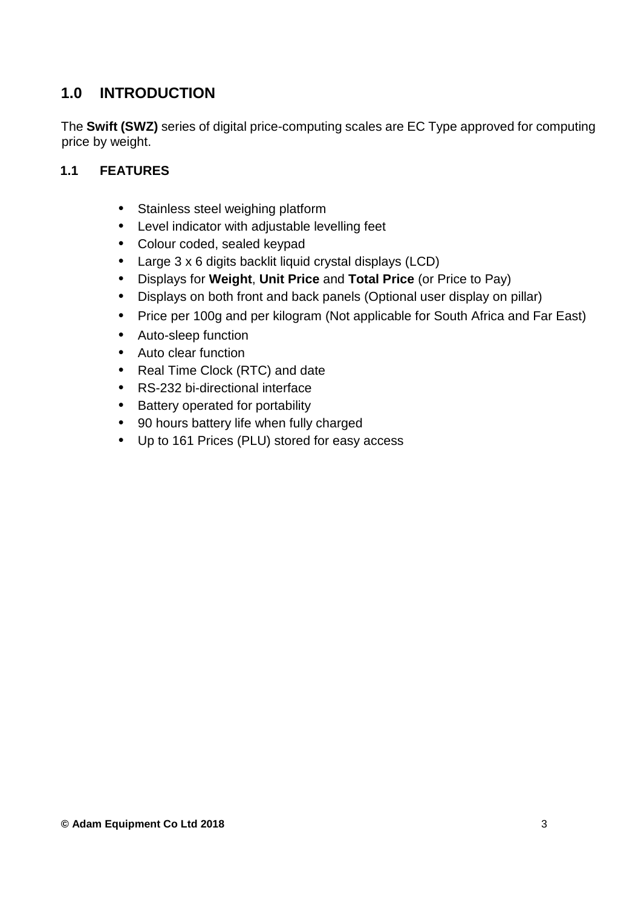# 1.0 INTRODUCTION

The **Swift (SWZ)** series of digital price-computing scales are EC Type approved for computing price by weight.

## 1.1 FEATURES

- Stainless steel weighing platform
- Level indicator with adjustable levelling feet
- Colour coded, sealed keypad
- Large 3 x 6 digits backlit liquid crystal displays (LCD)
- Displays for **Weight**, **Unit Price** and **Total Price** (or Price to Pay)
- Displays on both front and back panels (Optional user display on pillar)
- Price per 100g and per kilogram (Not applicable for South Africa and Far East)
- Auto-sleep function
- Auto clear function
- Real Time Clock (RTC) and date
- RS-232 bi-directional interface
- Battery operated for portability
- 90 hours battery life when fully charged
- Up to 161 Prices (PLU) stored for easy access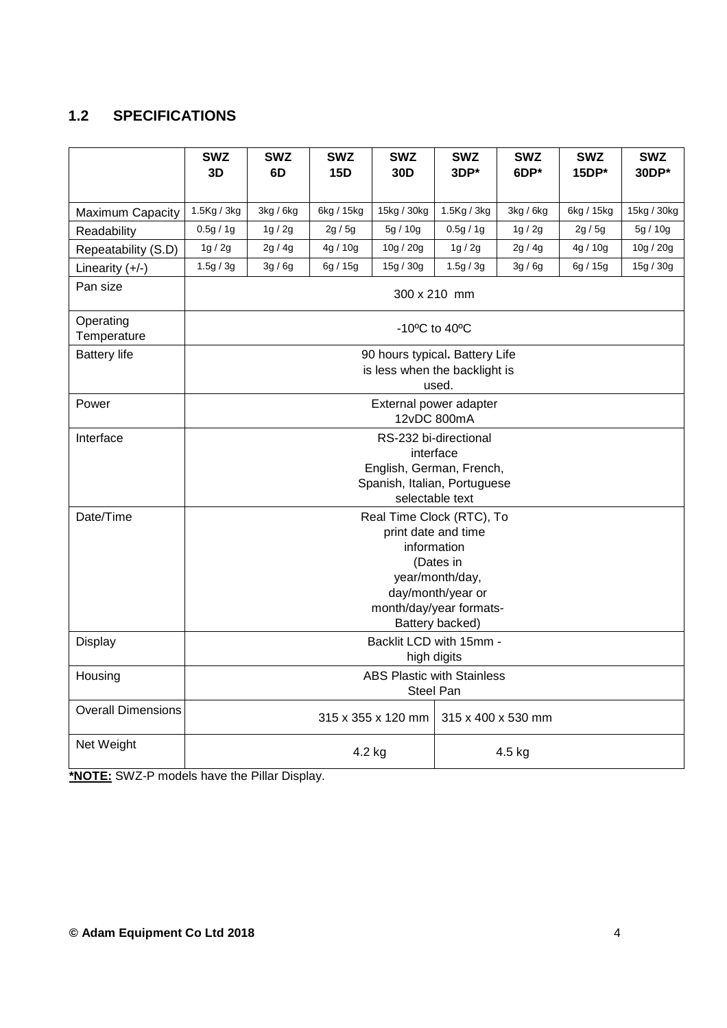## 1.2 SPECIFICATIONS

| | SWZ 3D | SWZ 6D | SWZ 15D | SWZ 30D | SWZ 3DP* | SWZ 6DP* | SWZ 15DP* | SWZ 30DP* |
|---|---|---|---|---|---|---|---|---|
| Maximum Capacity | 1.5Kg / 3kg | 3kg / 6kg | 6kg / 15kg | 15kg / 30kg | 1.5Kg / 3kg | 3kg / 6kg | 6kg / 15kg | 15kg / 30kg |
| Readability | 0.5g / 1g | 1g / 2g | 2g / 5g | 5g / 10g | 0.5g / 1g | 1g / 2g | 2g / 5g | 5g / 10g |
| Repeatability (S.D) | 1g / 2g | 2g / 4g | 4g / 10g | 10g / 20g | 1g / 2g | 2g / 4g | 4g / 10g | 10g / 20g |
| Linearity (+/-) | 1.5g / 3g | 3g / 6g | 6g / 15g | 15g / 30g | 1.5g / 3g | 3g / 6g | 6g / 15g | 15g / 30g |
| Pan size | 300 x 210 mm | | | | | | | |
| Operating Temperature | -10ºC to 40ºC | | | | | | | |
| Battery life | 90 hours typical. Battery Life is less when the backlight is used. | | | | | | | |
| Power | External power adapter 12vDC 800mA | | | | | | | |
| Interface | RS-232 bi-directional interface English, German, French, Spanish, Italian, Portuguese selectable text | | | | | | | |
| Date/Time | Real Time Clock (RTC), To print date and time information (Dates in year/month/day, day/month/year or month/day/year formats- Battery backed) | | | | | | | |
| Display | Backlit LCD with 15mm - high digits | | | | | | | |
| Housing | ABS Plastic with Stainless Steel Pan | | | | | | | |
| Overall Dimensions | 315 x 355 x 120 mm | | | | 315 x 400 x 530 mm | | | |
| Net Weight | 4.2 kg | | | | 4.5 kg | | | |

***NOTE:** SWZ-P models have the Pillar Display.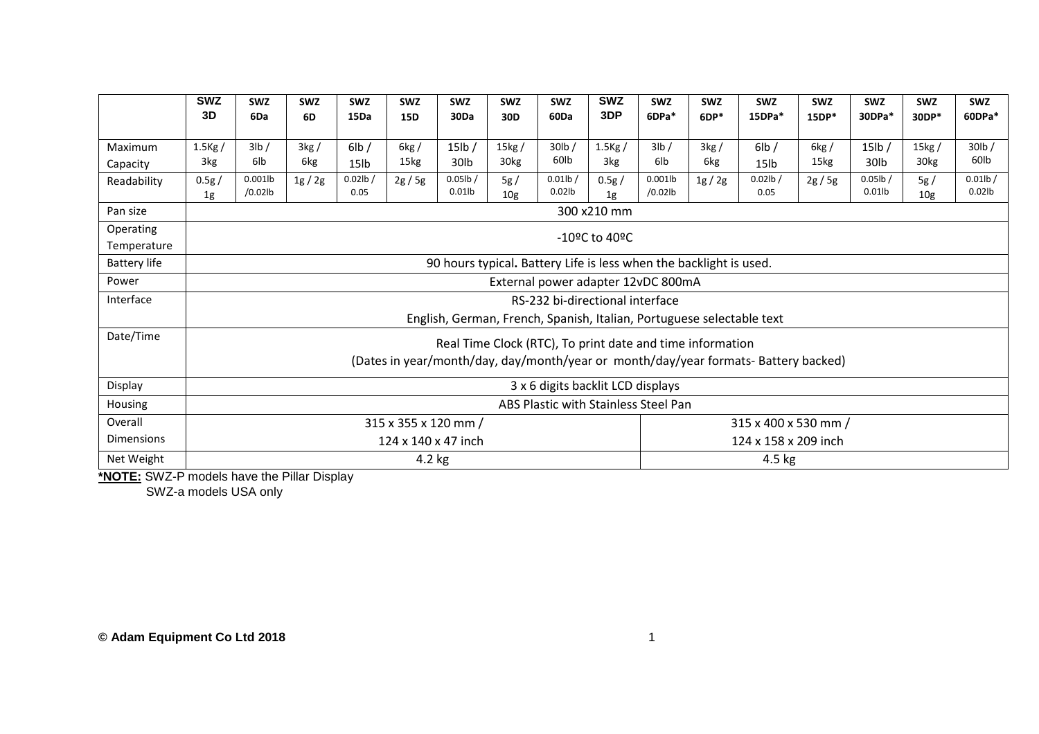| | SWZ 3D | SWZ 6Da | SWZ 6D | SWZ 15Da | SWZ 15D | SWZ 30Da | SWZ 30D | SWZ 60Da | SWZ 3DP | SWZ 6DPa* | SWZ 6DP* | SWZ 15DPa* | SWZ 15DP* | SWZ 30DPa* | SWZ 30DP* | SWZ 60DPa* |
|---|---|---|---|---|---|---|---|---|---|---|---|---|---|---|---|---|
| Maximum Capacity | 1.5Kg / 3kg | 3lb / 6lb | 3kg / 6kg | 6lb / 15lb | 6kg / 15kg | 15lb / 30lb | 15kg / 30kg | 30lb / 60lb | 1.5Kg / 3kg | 3lb / 6lb | 3kg / 6kg | 6lb / 15lb | 6kg / 15kg | 15lb / 30lb | 15kg / 30kg | 30lb / 60lb |
| Readability | 0.5g / 1g | 0.001lb /0.02lb | 1g / 2g | 0.02lb / 0.05 | 2g / 5g | 0.05lb / 0.01lb | 5g / 10g | 0.01lb / 0.02lb | 0.5g / 1g | 0.001lb /0.02lb | 1g / 2g | 0.02lb / 0.05 | 2g / 5g | 0.05lb / 0.01lb | 5g / 10g | 0.01lb / 0.02lb |
| Pan size | 300 x210 mm | | | | | | | | | | | | | | | |
| Operating Temperature | -10ºC to 40ºC | | | | | | | | | | | | | | | |
| Battery life | 90 hours typical. Battery Life is less when the backlight is used. | | | | | | | | | | | | | | | |
| Power | External power adapter 12vDC 800mA | | | | | | | | | | | | | | | |
| Interface | RS-232 bi-directional interface<br>English, German, French, Spanish, Italian, Portuguese selectable text | | | | | | | | | | | | | | | |
| Date/Time | Real Time Clock (RTC), To print date and time information<br>(Dates in year/month/day, day/month/year or month/day/year formats- Battery backed) | | | | | | | | | | | | | | | |
| Display | 3 x 6 digits backlit LCD displays | | | | | | | | | | | | | | | |
| Housing | ABS Plastic with Stainless Steel Pan | | | | | | | | | | | | | | | |
| Overall Dimensions | 315 x 355 x 120 mm / 124 x 140 x 47 inch | | | | | | | | | 315 x 400 x 530 mm / 124 x 158 x 209 inch | | | | | | |
| Net Weight | 4.2 kg | | | | | | | | | 4.5 kg | | | | | | |

***NOTE:** SWZ-P models have the Pillar Display
SWZ-a models USA only

**© Adam Equipment Co Ltd 2018**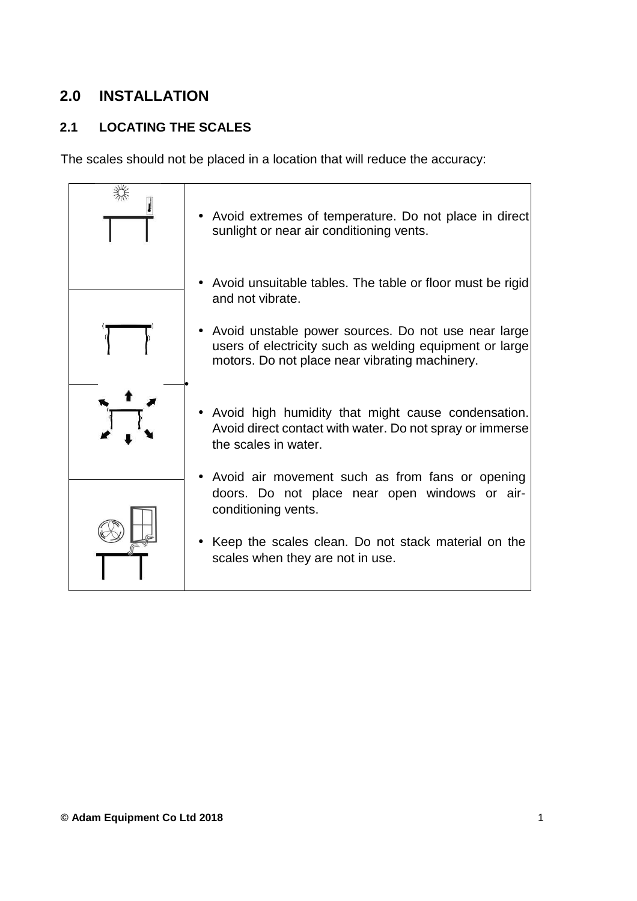## 2.0 INSTALLATION

### 2.1 LOCATING THE SCALES

The scales should not be placed in a location that will reduce the accuracy:

- Avoid extremes of temperature. Do not place in direct sunlight or near air conditioning vents.
- Avoid unsuitable tables. The table or floor must be rigid and not vibrate.
- Avoid unstable power sources. Do not use near large users of electricity such as welding equipment or large motors. Do not place near vibrating machinery.
- Avoid high humidity that might cause condensation. Avoid direct contact with water. Do not spray or immerse the scales in water.
- Avoid air movement such as from fans or opening doors. Do not place near open windows or air-conditioning vents.
- Keep the scales clean. Do not stack material on the scales when they are not in use.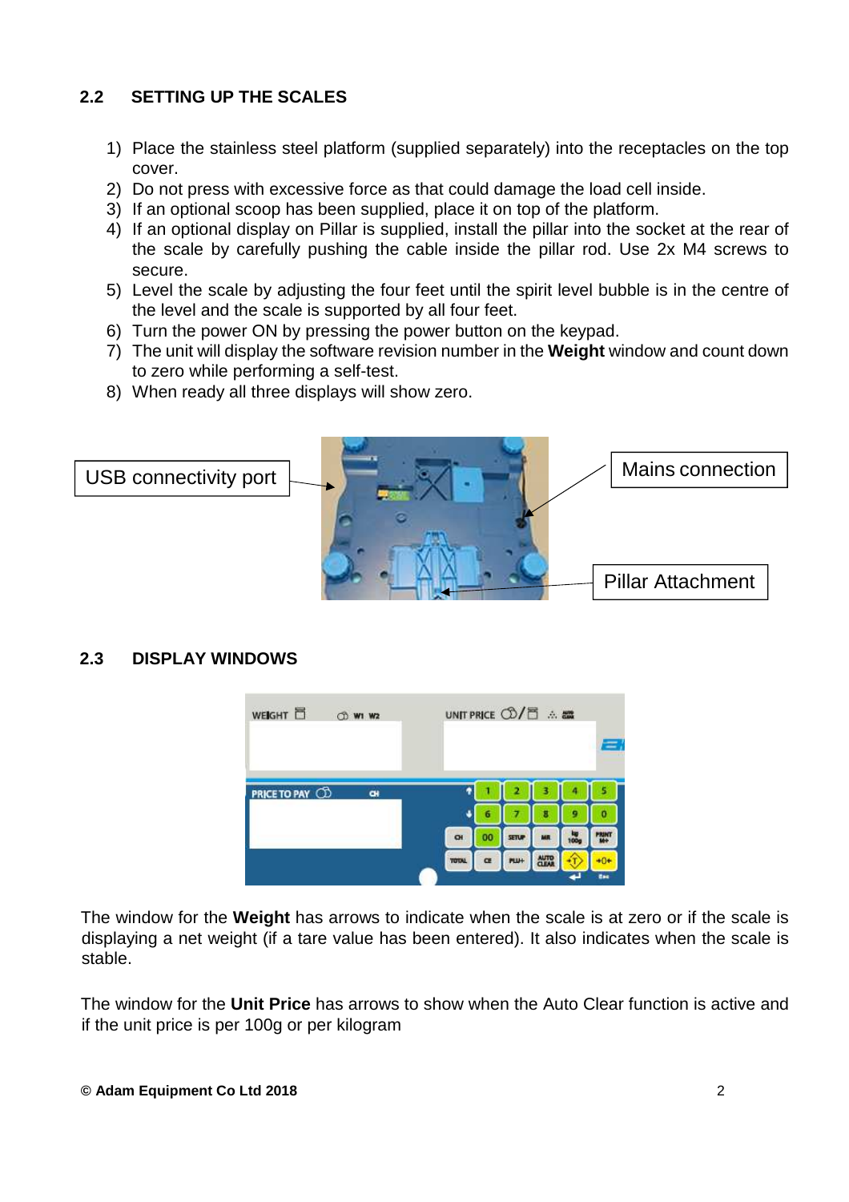## 2.2 SETTING UP THE SCALES

1) Place the stainless steel platform (supplied separately) into the receptacles on the top cover.
2) Do not press with excessive force as that could damage the load cell inside.
3) If an optional scoop has been supplied, place it on top of the platform.
4) If an optional display on Pillar is supplied, install the pillar into the socket at the rear of the scale by carefully pushing the cable inside the pillar rod. Use 2x M4 screws to secure.
5) Level the scale by adjusting the four feet until the spirit level bubble is in the centre of the level and the scale is supported by all four feet.
6) Turn the power ON by pressing the power button on the keypad.
7) The unit will display the software revision number in the **Weight** window and count down to zero while performing a self-test.
8) When ready all three displays will show zero.

USB connectivity port

Mains connection

Pillar Attachment

## 2.3 DISPLAY WINDOWS

The window for the **Weight** has arrows to indicate when the scale is at zero or if the scale is displaying a net weight (if a tare value has been entered). It also indicates when the scale is stable.

The window for the **Unit Price** has arrows to show when the Auto Clear function is active and if the unit price is per 100g or per kilogram

© Adam Equipment Co Ltd 2018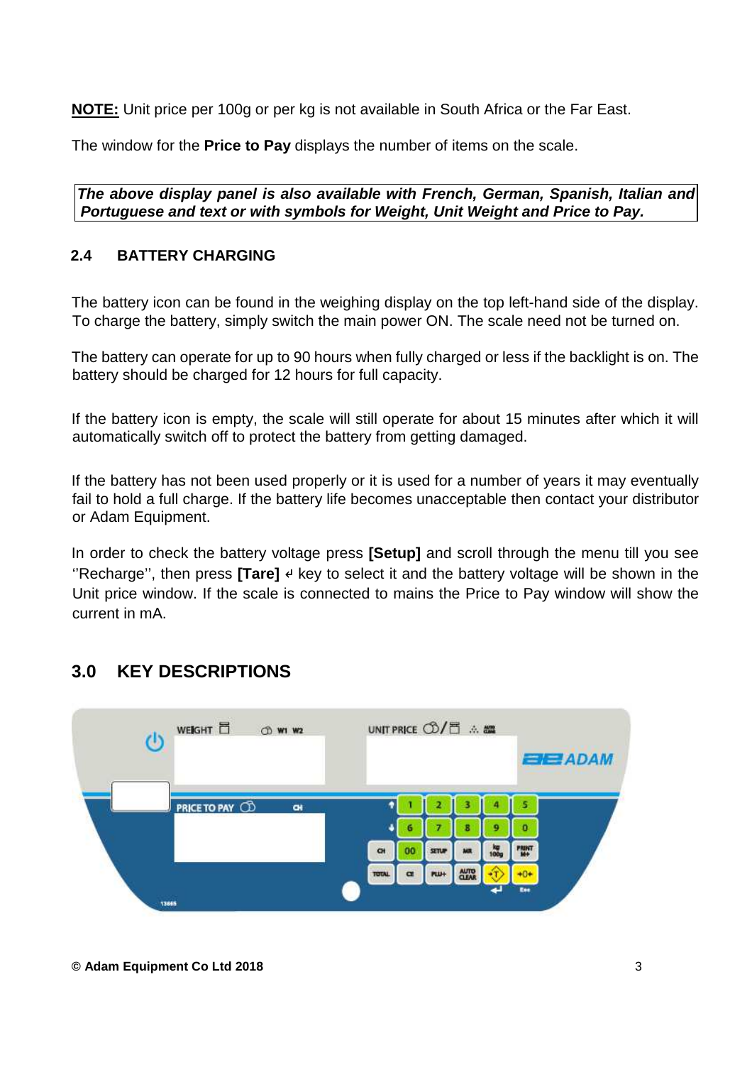**NOTE:** Unit price per 100g or per kg is not available in South Africa or the Far East.

The window for the **Price to Pay** displays the number of items on the scale.

***The above display panel is also available with French, German, Spanish, Italian and Portuguese and text or with symbols for Weight, Unit Weight and Price to Pay.***

### 2.4 BATTERY CHARGING

The battery icon can be found in the weighing display on the top left-hand side of the display. To charge the battery, simply switch the main power ON. The scale need not be turned on.

The battery can operate for up to 90 hours when fully charged or less if the backlight is on. The battery should be charged for 12 hours for full capacity.

If the battery icon is empty, the scale will still operate for about 15 minutes after which it will automatically switch off to protect the battery from getting damaged.

If the battery has not been used properly or it is used for a number of years it may eventually fail to hold a full charge. If the battery life becomes unacceptable then contact your distributor or Adam Equipment.

In order to check the battery voltage press **[Setup]** and scroll through the menu till you see ''Recharge'', then press **[Tare]** ↵ key to select it and the battery voltage will be shown in the Unit price window. If the scale is connected to mains the Price to Pay window will show the current in mA.

## 3.0 KEY DESCRIPTIONS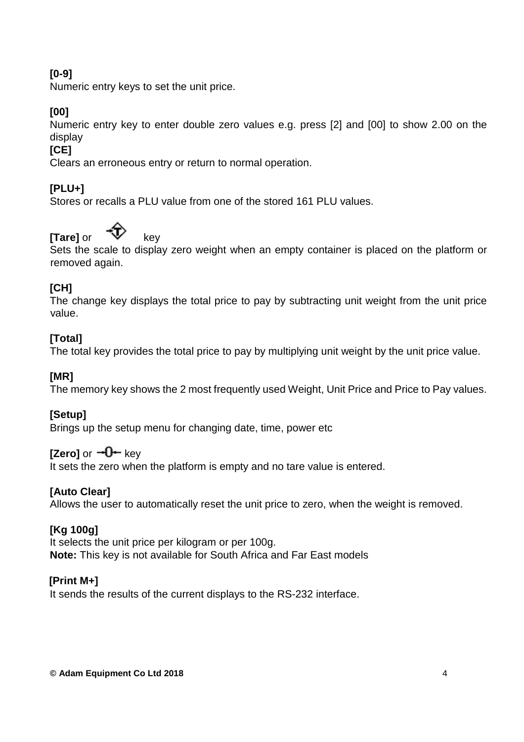**[0-9]**
Numeric entry keys to set the unit price.

**[00]**
Numeric entry key to enter double zero values e.g. press [2] and [00] to show 2.00 on the display

**[CE]**
Clears an erroneous entry or return to normal operation.

**[PLU+]**
Stores or recalls a PLU value from one of the stored 161 PLU values.

**[Tare]** or key
Sets the scale to display zero weight when an empty container is placed on the platform or removed again.

**[CH]**
The change key displays the total price to pay by subtracting unit weight from the unit price value.

**[Total]**
The total key provides the total price to pay by multiplying unit weight by the unit price value.

**[MR]**
The memory key shows the 2 most frequently used Weight, Unit Price and Price to Pay values.

**[Setup]**
Brings up the setup menu for changing date, time, power etc

**[Zero]** or key
It sets the zero when the platform is empty and no tare value is entered.

**[Auto Clear]**
Allows the user to automatically reset the unit price to zero, when the weight is removed.

**[Kg 100g]**
It selects the unit price per kilogram or per 100g.
**Note:** This key is not available for South Africa and Far East models

**[Print M+]**
It sends the results of the current displays to the RS-232 interface.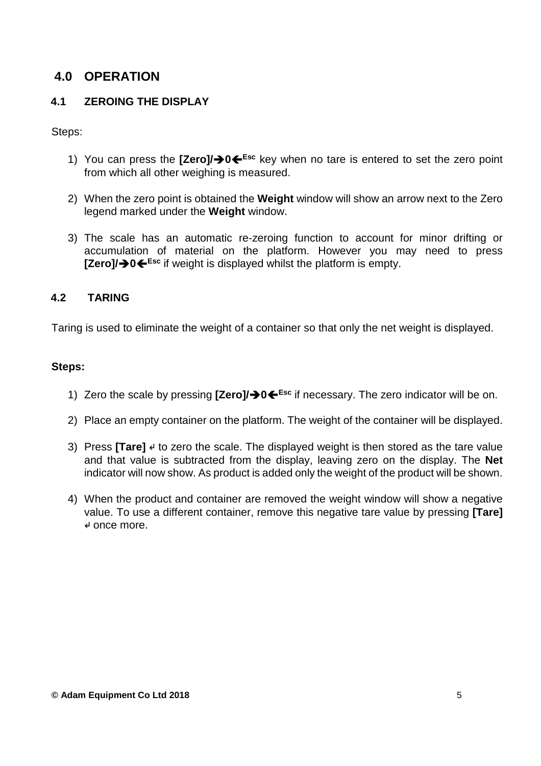# 4.0 OPERATION

## 4.1 ZEROING THE DISPLAY

Steps:

1) You can press the **[Zero]/➔0🡐$^{Esc}$** key when no tare is entered to set the zero point from which all other weighing is measured.

2) When the zero point is obtained the **Weight** window will show an arrow next to the Zero legend marked under the **Weight** window.

3) The scale has an automatic re-zeroing function to account for minor drifting or accumulation of material on the platform. However you may need to press **[Zero]/➔0🡐$^{Esc}$** if weight is displayed whilst the platform is empty.

## 4.2 TARING

Taring is used to eliminate the weight of a container so that only the net weight is displayed.

**Steps:**

1) Zero the scale by pressing **[Zero]/➔0🡐$^{Esc}$** if necessary. The zero indicator will be on.

2) Place an empty container on the platform. The weight of the container will be displayed.

3) Press **[Tare]** ↲ to zero the scale. The displayed weight is then stored as the tare value and that value is subtracted from the display, leaving zero on the display. The **Net** indicator will now show. As product is added only the weight of the product will be shown.

4) When the product and container are removed the weight window will show a negative value. To use a different container, remove this negative tare value by pressing **[Tare]** ↲ once more.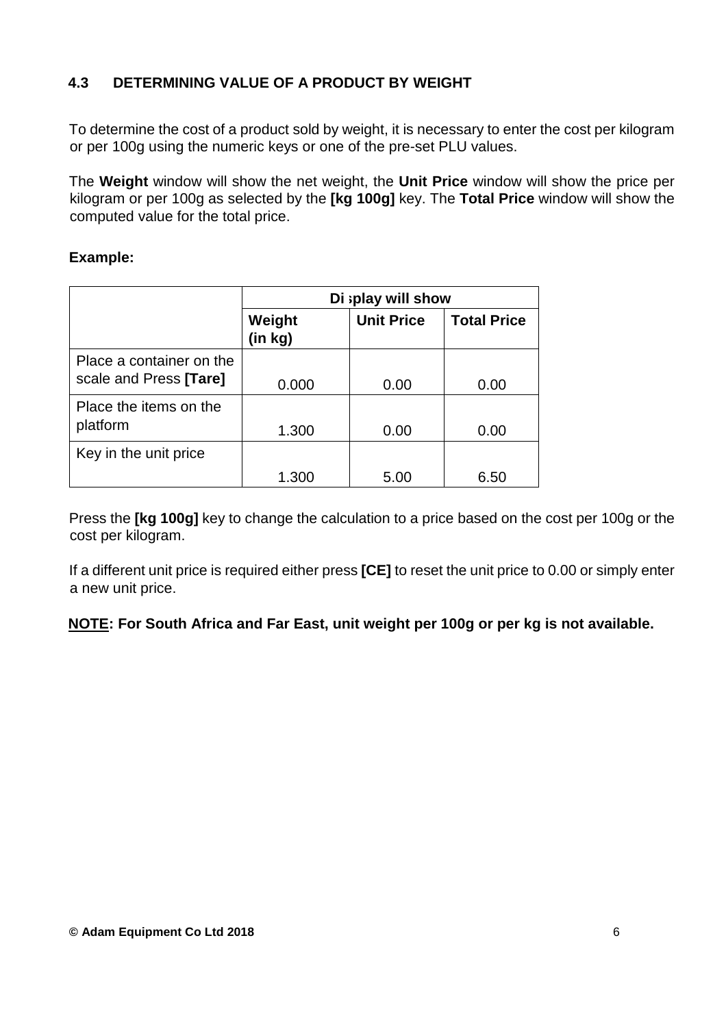## 4.3 DETERMINING VALUE OF A PRODUCT BY WEIGHT

To determine the cost of a product sold by weight, it is necessary to enter the cost per kilogram or per 100g using the numeric keys or one of the pre-set PLU values.

The **Weight** window will show the net weight, the **Unit Price** window will show the price per kilogram or per 100g as selected by the **[kg 100g]** key. The **Total Price** window will show the computed value for the total price.

**Example:**

| | **Display will show** | | |
|---|---|---|---|
| | **Weight (in kg)** | **Unit Price** | **Total Price** |
| Place a container on the scale and Press **[Tare]** | 0.000 | 0.00 | 0.00 |
| Place the items on the platform | 1.300 | 0.00 | 0.00 |
| Key in the unit price | 1.300 | 5.00 | 6.50 |

Press the **[kg 100g]** key to change the calculation to a price based on the cost per 100g or the cost per kilogram.

If a different unit price is required either press **[CE]** to reset the unit price to 0.00 or simply enter a new unit price.

**NOTE: For South Africa and Far East, unit weight per 100g or per kg is not available.**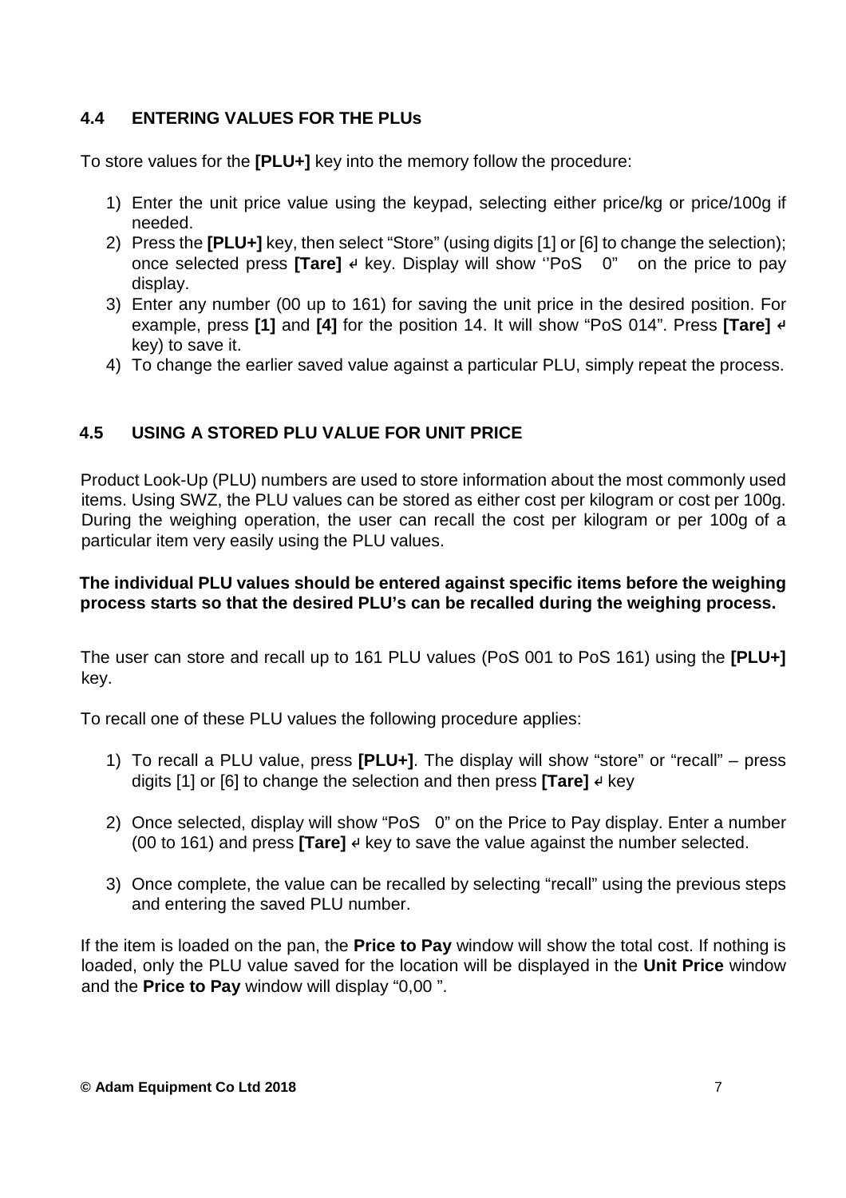## 4.4 ENTERING VALUES FOR THE PLUs

To store values for the **[PLU+]** key into the memory follow the procedure:

1) Enter the unit price value using the keypad, selecting either price/kg or price/100g if needed.
2) Press the **[PLU+]** key, then select "Store" (using digits [1] or [6] to change the selection); once selected press **[Tare]** ↵ key. Display will show ''PoS 0" on the price to pay display.
3) Enter any number (00 up to 161) for saving the unit price in the desired position. For example, press **[1]** and **[4]** for the position 14. It will show "PoS 014". Press **[Tare]** ↵ key) to save it.
4) To change the earlier saved value against a particular PLU, simply repeat the process.

## 4.5 USING A STORED PLU VALUE FOR UNIT PRICE

Product Look-Up (PLU) numbers are used to store information about the most commonly used items. Using SWZ, the PLU values can be stored as either cost per kilogram or cost per 100g. During the weighing operation, the user can recall the cost per kilogram or per 100g of a particular item very easily using the PLU values.

**The individual PLU values should be entered against specific items before the weighing process starts so that the desired PLU's can be recalled during the weighing process.**

The user can store and recall up to 161 PLU values (PoS 001 to PoS 161) using the **[PLU+]** key.

To recall one of these PLU values the following procedure applies:

1) To recall a PLU value, press **[PLU+]**. The display will show "store" or "recall" – press digits [1] or [6] to change the selection and then press **[Tare]** ↵ key

2) Once selected, display will show "PoS 0" on the Price to Pay display. Enter a number (00 to 161) and press **[Tare]** ↵ key to save the value against the number selected.

3) Once complete, the value can be recalled by selecting "recall" using the previous steps and entering the saved PLU number.

If the item is loaded on the pan, the **Price to Pay** window will show the total cost. If nothing is loaded, only the PLU value saved for the location will be displayed in the **Unit Price** window and the **Price to Pay** window will display "0,00 ".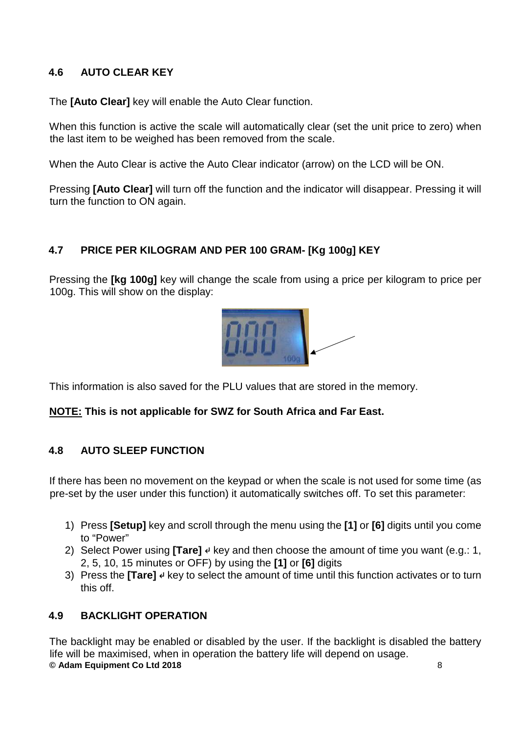## 4.6 AUTO CLEAR KEY

The **[Auto Clear]** key will enable the Auto Clear function.

When this function is active the scale will automatically clear (set the unit price to zero) when the last item to be weighed has been removed from the scale.

When the Auto Clear is active the Auto Clear indicator (arrow) on the LCD will be ON.

Pressing **[Auto Clear]** will turn off the function and the indicator will disappear. Pressing it will turn the function to ON again.

## 4.7 PRICE PER KILOGRAM AND PER 100 GRAM- [Kg 100g] KEY

Pressing the **[kg 100g]** key will change the scale from using a price per kilogram to price per 100g. This will show on the display:

This information is also saved for the PLU values that are stored in the memory.

**<u>NOTE:</u> This is not applicable for SWZ for South Africa and Far East.**

## 4.8 AUTO SLEEP FUNCTION

If there has been no movement on the keypad or when the scale is not used for some time (as pre-set by the user under this function) it automatically switches off. To set this parameter:

1) Press **[Setup]** key and scroll through the menu using the **[1]** or **[6]** digits until you come to "Power"
2) Select Power using **[Tare]** ↵ key and then choose the amount of time you want (e.g.: 1, 2, 5, 10, 15 minutes or OFF) by using the **[1]** or **[6]** digits
3) Press the **[Tare]** ↵ key to select the amount of time until this function activates or to turn this off.

## 4.9 BACKLIGHT OPERATION

The backlight may be enabled or disabled by the user. If the backlight is disabled the battery life will be maximised, when in operation the battery life will depend on usage.

**© Adam Equipment Co Ltd 2018**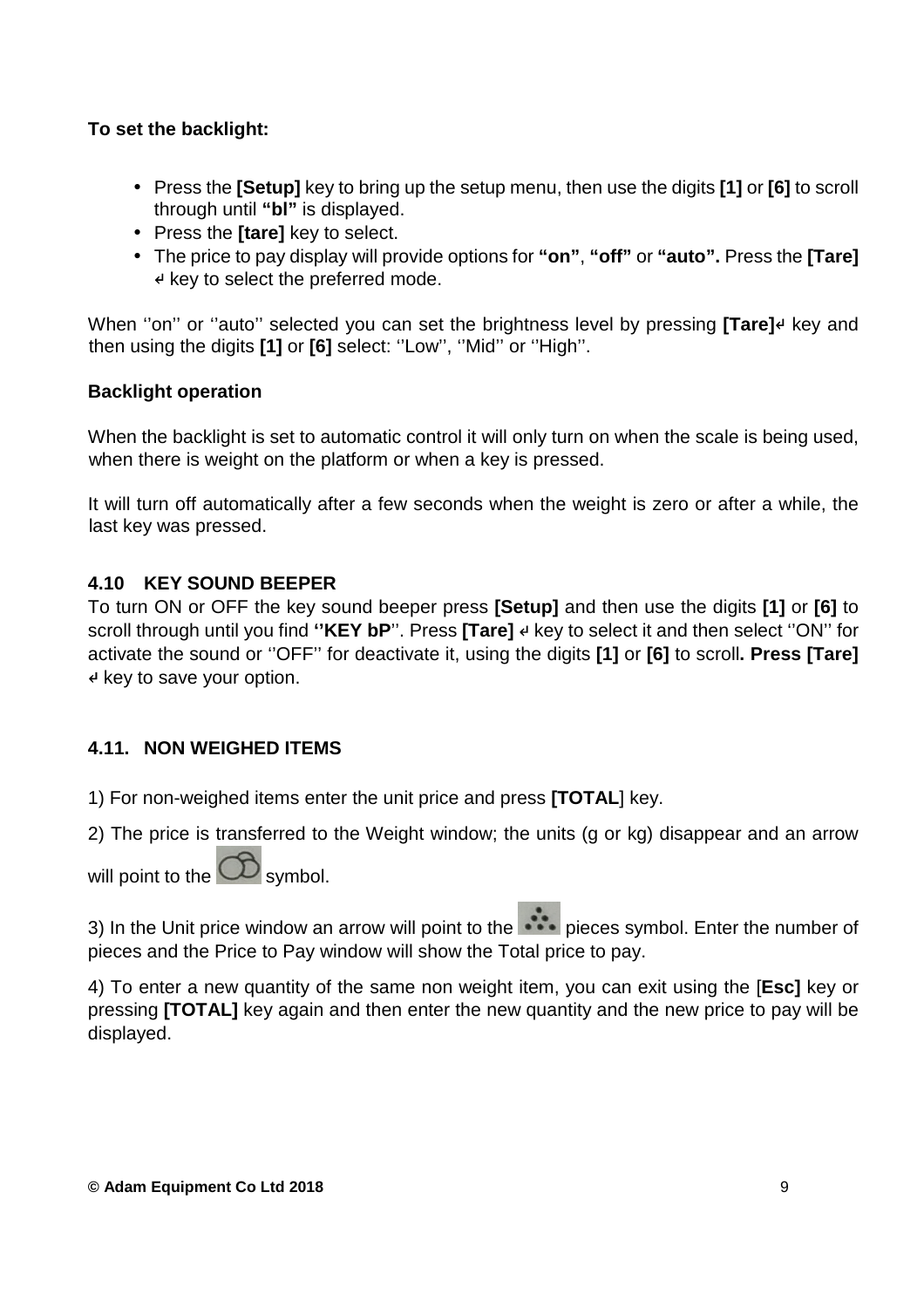**To set the backlight:**

- Press the **[Setup]** key to bring up the setup menu, then use the digits **[1]** or **[6]** to scroll through until **"bl"** is displayed.
- Press the **[tare]** key to select.
- The price to pay display will provide options for **"on"**, **"off"** or **"auto".** Press the **[Tare]** ↵ key to select the preferred mode.

When ''on'' or ''auto'' selected you can set the brightness level by pressing **[Tare]**↵ key and then using the digits **[1]** or **[6]** select: ''Low'', ''Mid'' or ''High''.

**Backlight operation**

When the backlight is set to automatic control it will only turn on when the scale is being used, when there is weight on the platform or when a key is pressed.

It will turn off automatically after a few seconds when the weight is zero or after a while, the last key was pressed.

## 4.10 KEY SOUND BEEPER

To turn ON or OFF the key sound beeper press **[Setup]** and then use the digits **[1]** or **[6]** to scroll through until you find **''KEY bP**''. Press **[Tare]** ↵ key to select it and then select ''ON'' for activate the sound or ''OFF'' for deactivate it, using the digits **[1]** or **[6]** to scroll**. Press [Tare]** ↵ key to save your option.

## 4.11. NON WEIGHED ITEMS

1) For non-weighed items enter the unit price and press **[TOTAL**] key.

2) The price is transferred to the Weight window; the units (g or kg) disappear and an arrow will point to the symbol.

3) In the Unit price window an arrow will point to the pieces symbol. Enter the number of pieces and the Price to Pay window will show the Total price to pay.

4) To enter a new quantity of the same non weight item, you can exit using the [**Esc]** key or pressing **[TOTAL]** key again and then enter the new quantity and the new price to pay will be displayed.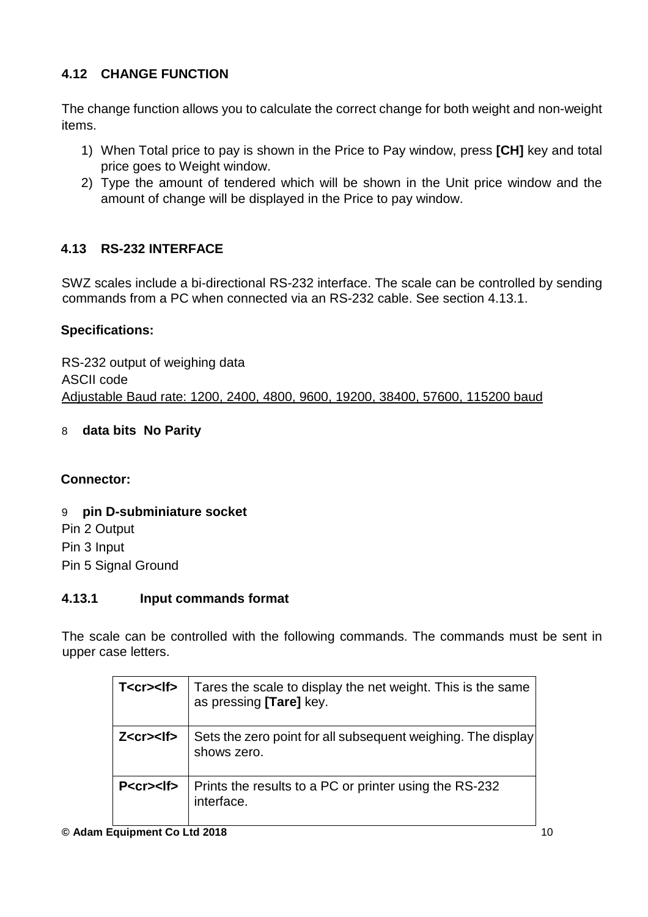## 4.12 CHANGE FUNCTION

The change function allows you to calculate the correct change for both weight and non-weight items.

1) When Total price to pay is shown in the Price to Pay window, press **[CH]** key and total price goes to Weight window.
2) Type the amount of tendered which will be shown in the Unit price window and the amount of change will be displayed in the Price to pay window.

## 4.13 RS-232 INTERFACE

SWZ scales include a bi-directional RS-232 interface. The scale can be controlled by sending commands from a PC when connected via an RS-232 cable. See section 4.13.1.

**Specifications:**

RS-232 output of weighing data
ASCII code
Adjustable Baud rate: 1200, 2400, 4800, 9600, 19200, 38400, 57600, 115200 baud

8 **data bits No Parity**

**Connector:**

9 **pin D-subminiature socket**
Pin 2 Output
Pin 3 Input
Pin 5 Signal Ground

### 4.13.1 Input commands format

The scale can be controlled with the following commands. The commands must be sent in upper case letters.

| Command | Description |
|---|---|
| **T<cr><lf>** | Tares the scale to display the net weight. This is the same as pressing **[Tare]** key. |
| **Z<cr><lf>** | Sets the zero point for all subsequent weighing. The display shows zero. |
| **P<cr><lf>** | Prints the results to a PC or printer using the RS-232 interface. |

**© Adam Equipment Co Ltd 2018**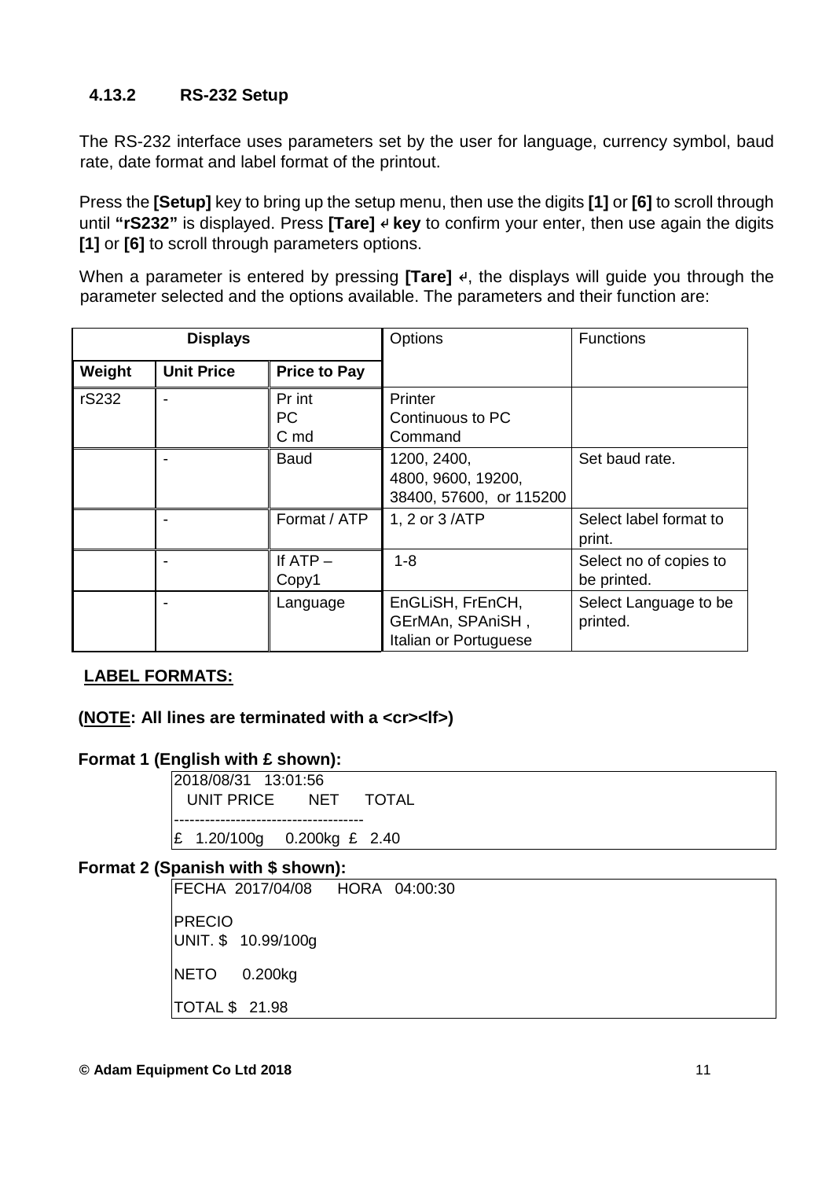### 4.13.2 RS-232 Setup

The RS-232 interface uses parameters set by the user for language, currency symbol, baud rate, date format and label format of the printout.

Press the **[Setup]** key to bring up the setup menu, then use the digits **[1]** or **[6]** to scroll through until **"rS232"** is displayed. Press **[Tare]** ↵ **key** to confirm your enter, then use again the digits **[1]** or **[6]** to scroll through parameters options.

When a parameter is entered by pressing **[Tare]** ↵, the displays will guide you through the parameter selected and the options available. The parameters and their function are:

| Displays | | | Options | Functions |
|---|---|---|---|---|
| **Weight** | **Unit Price** | **Price to Pay** | | |
| rS232 | - | Pr int<br>PC<br>C md | Printer<br>Continuous to PC<br>Command | |
| | - | Baud | 1200, 2400,<br>4800, 9600, 19200,<br>38400, 57600, or 115200 | Set baud rate. |
| | - | Format / ATP | 1, 2 or 3 /ATP | Select label format to print. |
| | - | If ATP –<br>Copy1 | 1-8 | Select no of copies to be printed. |
| | - | Language | EnGLiSH, FrEnCH, GErMAn, SPAniSH , Italian or Portuguese | Select Language to be printed. |

**LABEL FORMATS:**

**(NOTE: All lines are terminated with a <cr><lf>)**

**Format 1 (English with £ shown):**

```
2018/08/31   13:01:56
  UNIT PRICE      NET     TOTAL
------------------------------------
£   1.20/100g     0.200kg  £   2.40
```

**Format 2 (Spanish with $ shown):**

```
FECHA  2017/04/08     HORA   04:00:30

PRECIO
UNIT. $   10.99/100g

NETO     0.200kg

TOTAL $   21.98
```

**© Adam Equipment Co Ltd 2018**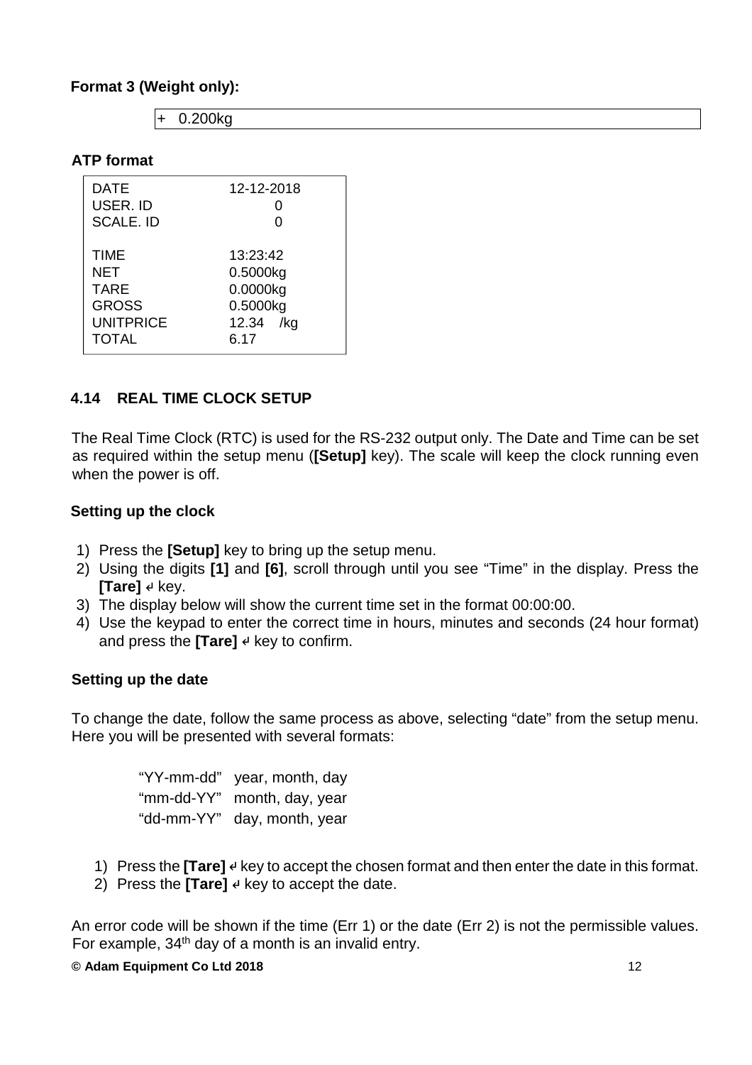**Format 3 (Weight only):**

```
+   0.200kg
```

**ATP format**

```
DATE            12-12-2018
USER. ID             0
SCALE. ID            0

TIME            13:23:42
NET             0.5000kg
TARE            0.0000kg
GROSS           0.5000kg
UNITPRICE       12.34   /kg
TOTAL           6.17
```

## 4.14 REAL TIME CLOCK SETUP

The Real Time Clock (RTC) is used for the RS-232 output only. The Date and Time can be set as required within the setup menu (**[Setup]** key). The scale will keep the clock running even when the power is off.

**Setting up the clock**

1) Press the **[Setup]** key to bring up the setup menu.
2) Using the digits **[1]** and **[6]**, scroll through until you see "Time" in the display. Press the **[Tare]** ↵ key.
3) The display below will show the current time set in the format 00:00:00.
4) Use the keypad to enter the correct time in hours, minutes and seconds (24 hour format) and press the **[Tare]** ↵ key to confirm.

**Setting up the date**

To change the date, follow the same process as above, selecting "date" from the setup menu. Here you will be presented with several formats:

"YY-mm-dd" year, month, day
"mm-dd-YY" month, day, year
"dd-mm-YY" day, month, year

1) Press the **[Tare]** ↵ key to accept the chosen format and then enter the date in this format.
2) Press the **[Tare]** ↵ key to accept the date.

An error code will be shown if the time (Err 1) or the date (Err 2) is not the permissible values. For example, 34th day of a month is an invalid entry.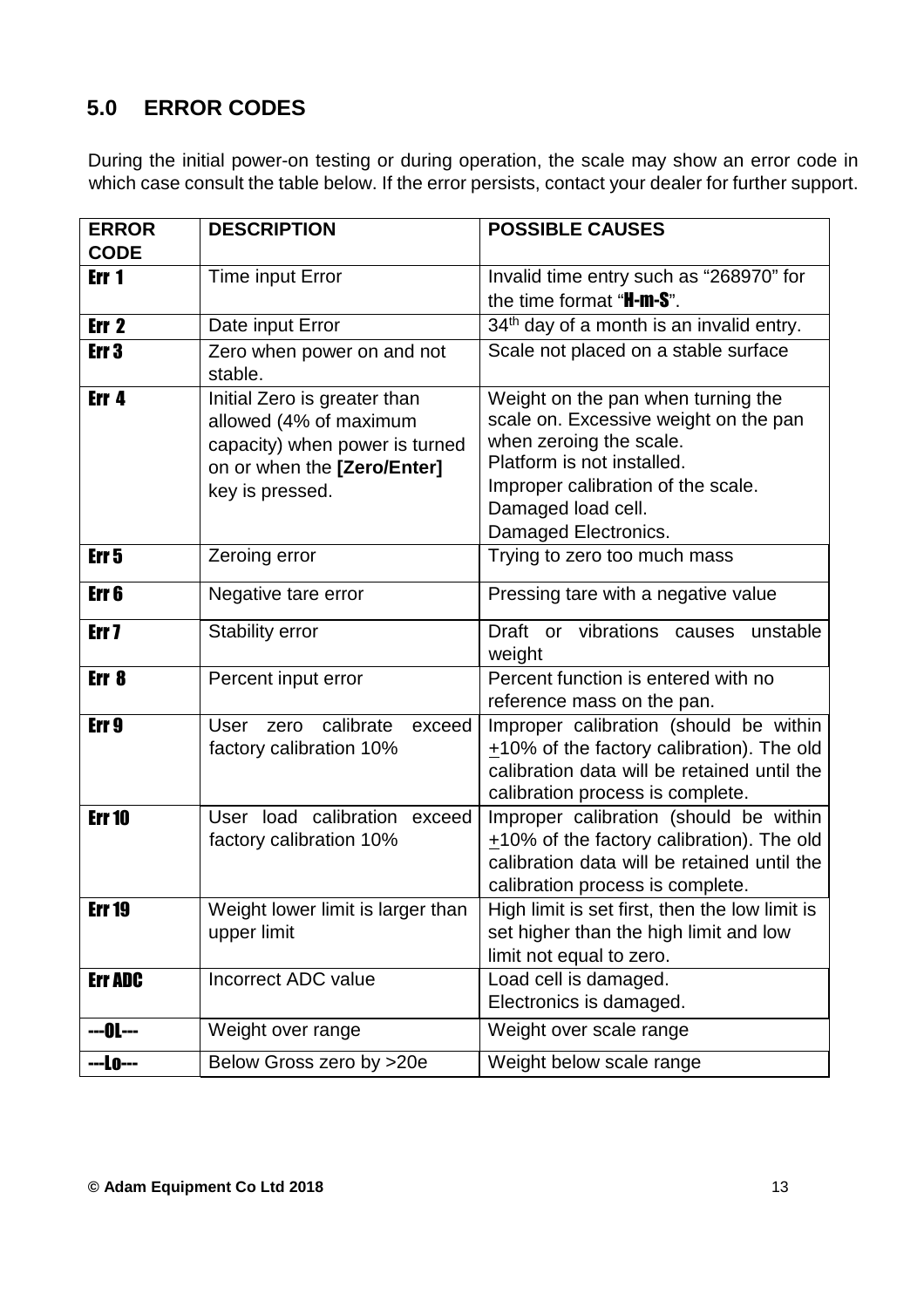## 5.0 ERROR CODES

During the initial power-on testing or during operation, the scale may show an error code in which case consult the table below. If the error persists, contact your dealer for further support.

| ERROR CODE | DESCRIPTION | POSSIBLE CAUSES |
|---|---|---|
| **Err 1** | Time input Error | Invalid time entry such as "268970" for the time format "**H-m-S**". |
| **Err 2** | Date input Error | 34th day of a month is an invalid entry. |
| **Err 3** | Zero when power on and not stable. | Scale not placed on a stable surface |
| **Err 4** | Initial Zero is greater than allowed (4% of maximum capacity) when power is turned on or when the **[Zero/Enter]** key is pressed. | Weight on the pan when turning the scale on. Excessive weight on the pan when zeroing the scale.<br>Platform is not installed.<br>Improper calibration of the scale.<br>Damaged load cell.<br>Damaged Electronics. |
| **Err 5** | Zeroing error | Trying to zero too much mass |
| **Err 6** | Negative tare error | Pressing tare with a negative value |
| **Err 7** | Stability error | Draft or vibrations causes unstable weight |
| **Err 8** | Percent input error | Percent function is entered with no reference mass on the pan. |
| **Err 9** | User zero calibrate exceed factory calibration 10% | Improper calibration (should be within ±10% of the factory calibration). The old calibration data will be retained until the calibration process is complete. |
| **Err 10** | User load calibration exceed factory calibration 10% | Improper calibration (should be within ±10% of the factory calibration). The old calibration data will be retained until the calibration process is complete. |
| **Err 19** | Weight lower limit is larger than upper limit | High limit is set first, then the low limit is set higher than the high limit and low limit not equal to zero. |
| **Err ADC** | Incorrect ADC value | Load cell is damaged.<br>Electronics is damaged. |
| **---OL---** | Weight over range | Weight over scale range |
| **---Lo---** | Below Gross zero by >20e | Weight below scale range |

**© Adam Equipment Co Ltd 2018**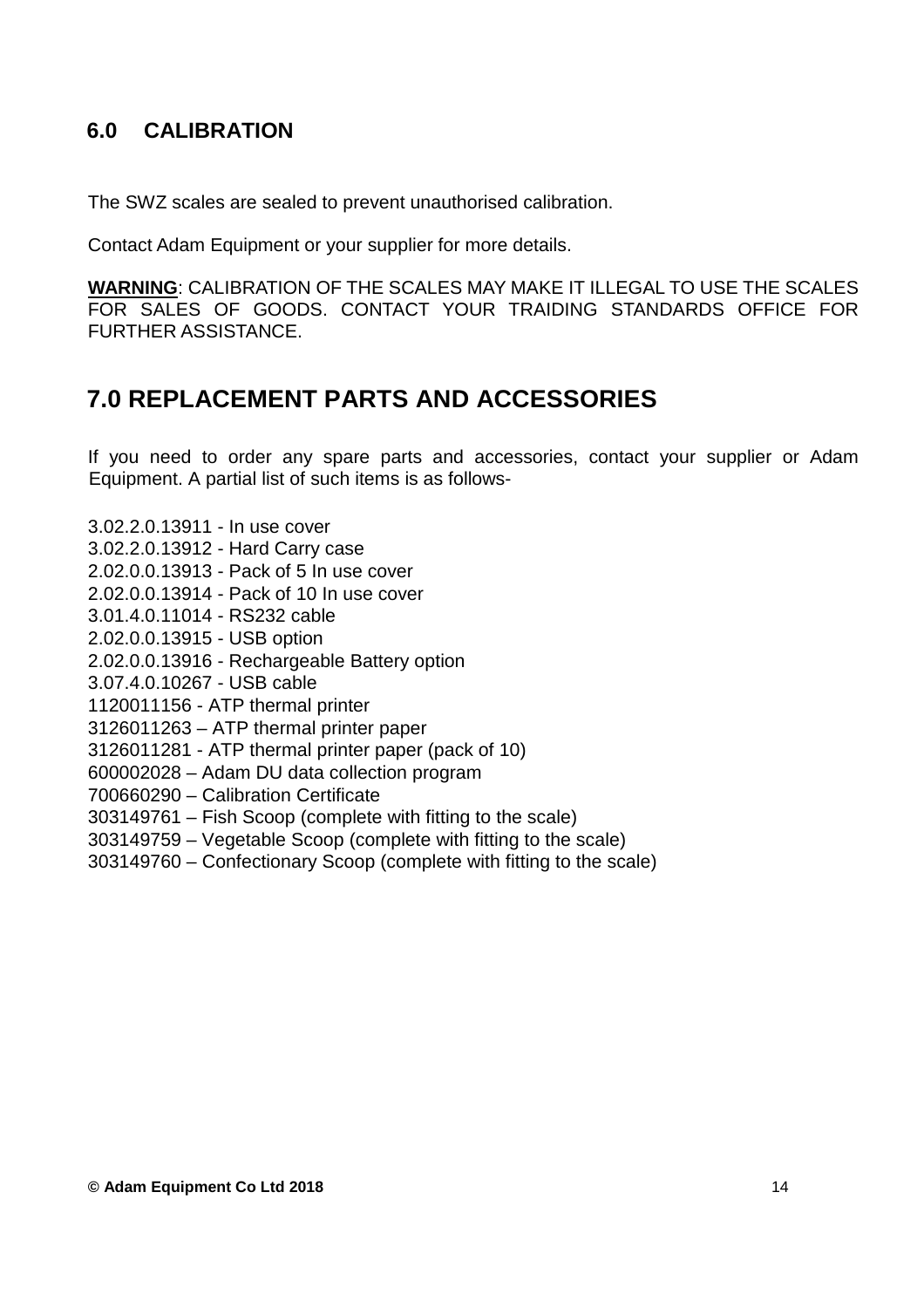## 6.0 CALIBRATION

The SWZ scales are sealed to prevent unauthorised calibration.

Contact Adam Equipment or your supplier for more details.

**WARNING**: CALIBRATION OF THE SCALES MAY MAKE IT ILLEGAL TO USE THE SCALES FOR SALES OF GOODS. CONTACT YOUR TRAIDING STANDARDS OFFICE FOR FURTHER ASSISTANCE.

## 7.0 REPLACEMENT PARTS AND ACCESSORIES

If you need to order any spare parts and accessories, contact your supplier or Adam Equipment. A partial list of such items is as follows-

3.02.2.0.13911 - In use cover
3.02.2.0.13912 - Hard Carry case
2.02.0.0.13913 - Pack of 5 In use cover
2.02.0.0.13914 - Pack of 10 In use cover
3.01.4.0.11014 - RS232 cable
2.02.0.0.13915 - USB option
2.02.0.0.13916 - Rechargeable Battery option
3.07.4.0.10267 - USB cable
1120011156 - ATP thermal printer
3126011263 – ATP thermal printer paper
3126011281 - ATP thermal printer paper (pack of 10)
600002028 – Adam DU data collection program
700660290 – Calibration Certificate
303149761 – Fish Scoop (complete with fitting to the scale)
303149759 – Vegetable Scoop (complete with fitting to the scale)
303149760 – Confectionary Scoop (complete with fitting to the scale)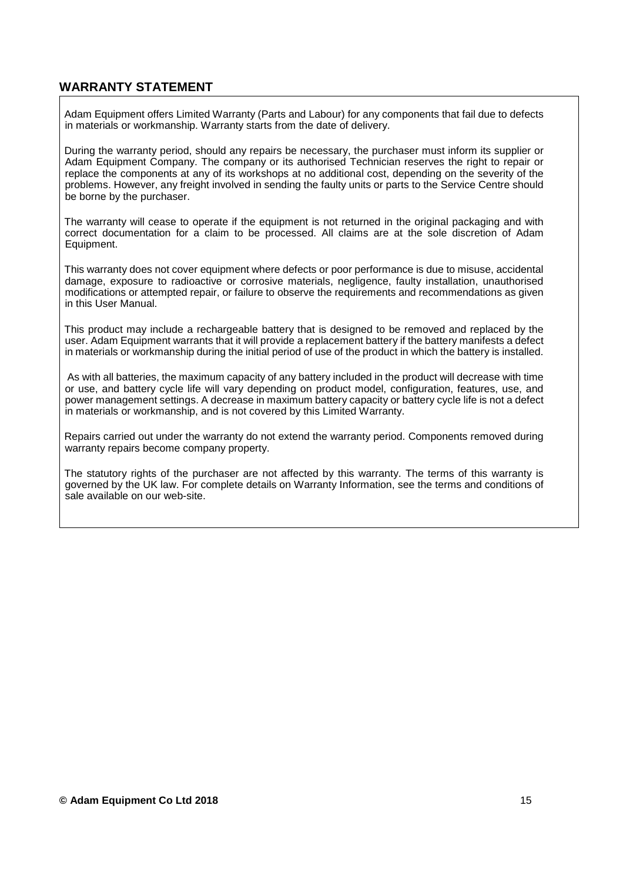## WARRANTY STATEMENT

Adam Equipment offers Limited Warranty (Parts and Labour) for any components that fail due to defects in materials or workmanship. Warranty starts from the date of delivery.

During the warranty period, should any repairs be necessary, the purchaser must inform its supplier or Adam Equipment Company. The company or its authorised Technician reserves the right to repair or replace the components at any of its workshops at no additional cost, depending on the severity of the problems. However, any freight involved in sending the faulty units or parts to the Service Centre should be borne by the purchaser.

The warranty will cease to operate if the equipment is not returned in the original packaging and with correct documentation for a claim to be processed. All claims are at the sole discretion of Adam Equipment.

This warranty does not cover equipment where defects or poor performance is due to misuse, accidental damage, exposure to radioactive or corrosive materials, negligence, faulty installation, unauthorised modifications or attempted repair, or failure to observe the requirements and recommendations as given in this User Manual.

This product may include a rechargeable battery that is designed to be removed and replaced by the user. Adam Equipment warrants that it will provide a replacement battery if the battery manifests a defect in materials or workmanship during the initial period of use of the product in which the battery is installed.

As with all batteries, the maximum capacity of any battery included in the product will decrease with time or use, and battery cycle life will vary depending on product model, configuration, features, use, and power management settings. A decrease in maximum battery capacity or battery cycle life is not a defect in materials or workmanship, and is not covered by this Limited Warranty.

Repairs carried out under the warranty do not extend the warranty period. Components removed during warranty repairs become company property.

The statutory rights of the purchaser are not affected by this warranty. The terms of this warranty is governed by the UK law. For complete details on Warranty Information, see the terms and conditions of sale available on our web-site.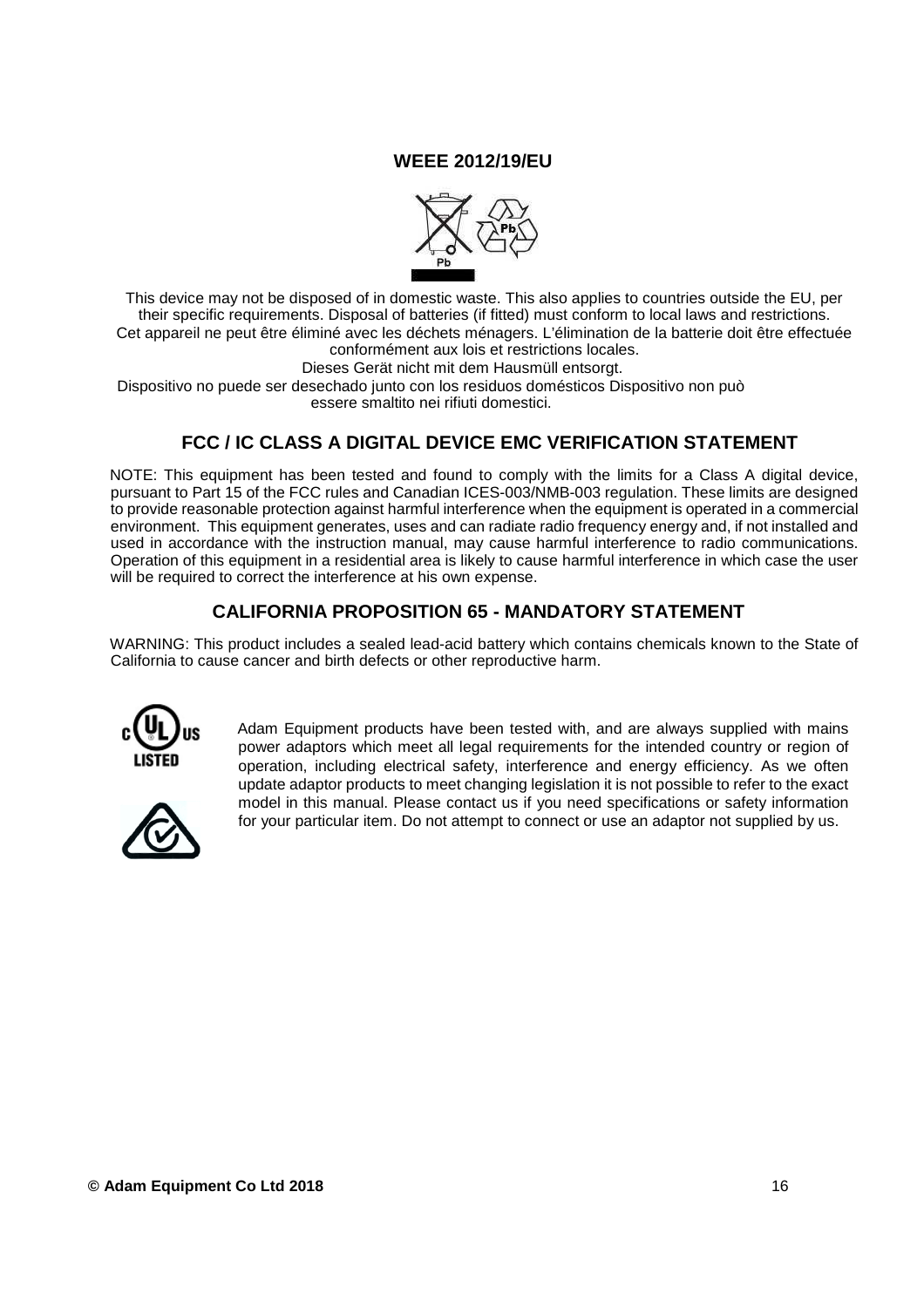## WEEE 2012/19/EU

This device may not be disposed of in domestic waste. This also applies to countries outside the EU, per their specific requirements. Disposal of batteries (if fitted) must conform to local laws and restrictions.
Cet appareil ne peut être éliminé avec les déchets ménagers. L'élimination de la batterie doit être effectuée conformément aux lois et restrictions locales.
Dieses Gerät nicht mit dem Hausmüll entsorgt.
Dispositivo no puede ser desechado junto con los residuos domésticos Dispositivo non può essere smaltito nei rifiuti domestici.

## FCC / IC CLASS A DIGITAL DEVICE EMC VERIFICATION STATEMENT

NOTE: This equipment has been tested and found to comply with the limits for a Class A digital device, pursuant to Part 15 of the FCC rules and Canadian ICES-003/NMB-003 regulation. These limits are designed to provide reasonable protection against harmful interference when the equipment is operated in a commercial environment. This equipment generates, uses and can radiate radio frequency energy and, if not installed and used in accordance with the instruction manual, may cause harmful interference to radio communications. Operation of this equipment in a residential area is likely to cause harmful interference in which case the user will be required to correct the interference at his own expense.

## CALIFORNIA PROPOSITION 65 - MANDATORY STATEMENT

WARNING: This product includes a sealed lead-acid battery which contains chemicals known to the State of California to cause cancer and birth defects or other reproductive harm.

Adam Equipment products have been tested with, and are always supplied with mains power adaptors which meet all legal requirements for the intended country or region of operation, including electrical safety, interference and energy efficiency. As we often update adaptor products to meet changing legislation it is not possible to refer to the exact model in this manual. Please contact us if you need specifications or safety information for your particular item. Do not attempt to connect or use an adaptor not supplied by us.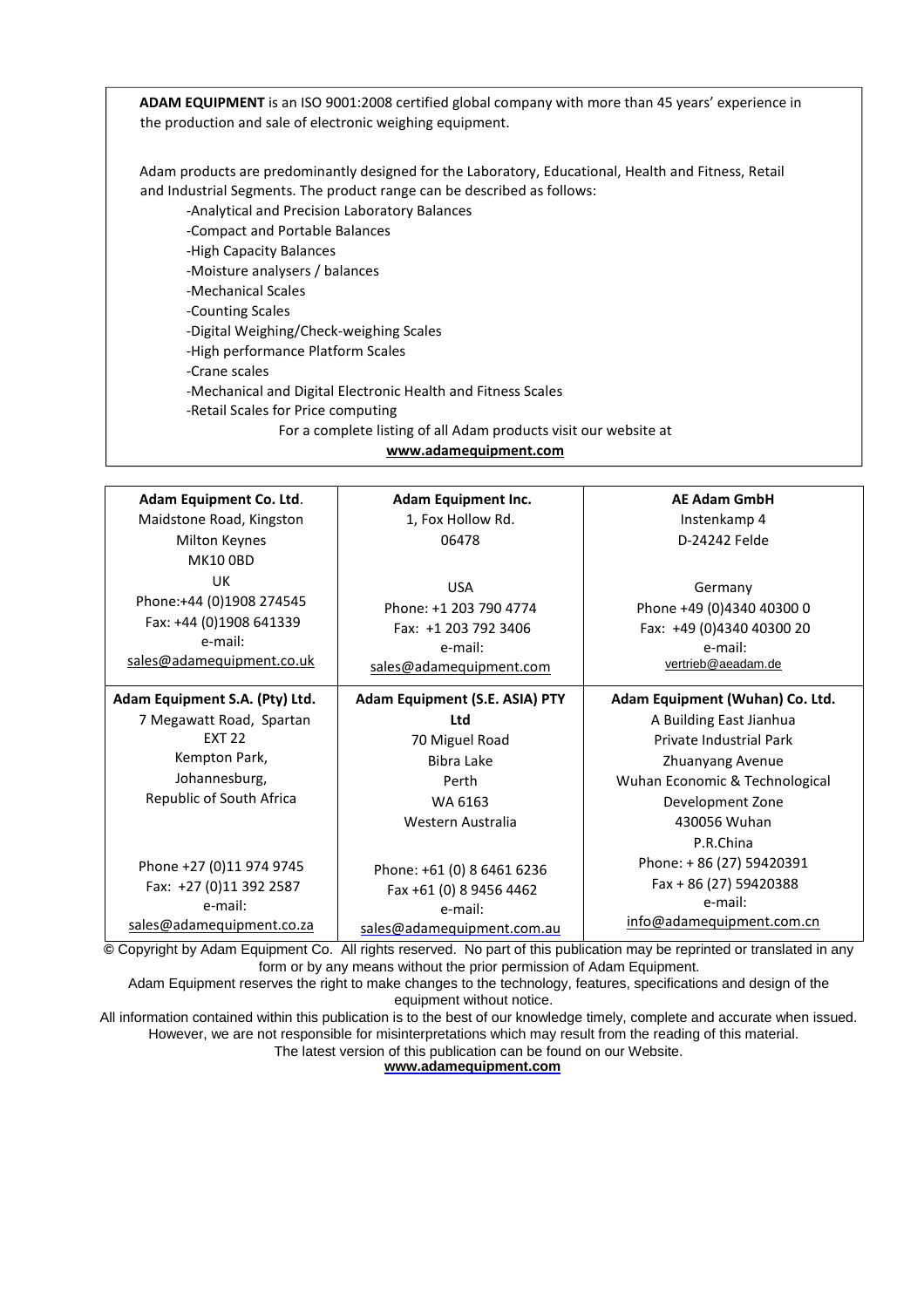**ADAM EQUIPMENT** is an ISO 9001:2008 certified global company with more than 45 years' experience in the production and sale of electronic weighing equipment.

Adam products are predominantly designed for the Laboratory, Educational, Health and Fitness, Retail and Industrial Segments. The product range can be described as follows:

- Analytical and Precision Laboratory Balances
- Compact and Portable Balances
- High Capacity Balances
- Moisture analysers / balances
- Mechanical Scales
- Counting Scales
- Digital Weighing/Check-weighing Scales
- High performance Platform Scales
- Crane scales
- Mechanical and Digital Electronic Health and Fitness Scales
- Retail Scales for Price computing

For a complete listing of all Adam products visit our website at **www.adamequipment.com**

| | | |
|---|---|---|
| **Adam Equipment Co. Ltd**.<br>Maidstone Road, Kingston<br>Milton Keynes<br>MK10 0BD<br>UK<br>Phone:+44 (0)1908 274545<br>Fax: +44 (0)1908 641339<br>e-mail:<br>sales@adamequipment.co.uk | **Adam Equipment Inc.**<br>1, Fox Hollow Rd.<br>06478<br><br>USA<br>Phone: +1 203 790 4774<br>Fax: +1 203 792 3406<br>e-mail:<br>sales@adamequipment.com | **AE Adam GmbH**<br>Instenkamp 4<br>D-24242 Felde<br><br>Germany<br>Phone +49 (0)4340 40300 0<br>Fax: +49 (0)4340 40300 20<br>e-mail:<br>vertrieb@aeadam.de |
| **Adam Equipment S.A. (Pty) Ltd.**<br>7 Megawatt Road, Spartan<br>EXT 22<br>Kempton Park,<br>Johannesburg,<br>Republic of South Africa<br><br>Phone +27 (0)11 974 9745<br>Fax: +27 (0)11 392 2587<br>e-mail:<br>sales@adamequipment.co.za | **Adam Equipment (S.E. ASIA) PTY Ltd**<br>70 Miguel Road<br>Bibra Lake<br>Perth<br>WA 6163<br>Western Australia<br><br>Phone: +61 (0) 8 6461 6236<br>Fax +61 (0) 8 9456 4462<br>e-mail:<br>sales@adamequipment.com.au | **Adam Equipment (Wuhan) Co. Ltd.**<br>A Building East Jianhua<br>Private Industrial Park<br>Zhuanyang Avenue<br>Wuhan Economic & Technological<br>Development Zone<br>430056 Wuhan<br>P.R.China<br>Phone: + 86 (27) 59420391<br>Fax + 86 (27) 59420388<br>e-mail:<br>info@adamequipment.com.cn |

© Copyright by Adam Equipment Co. All rights reserved. No part of this publication may be reprinted or translated in any form or by any means without the prior permission of Adam Equipment.

Adam Equipment reserves the right to make changes to the technology, features, specifications and design of the equipment without notice.

All information contained within this publication is to the best of our knowledge timely, complete and accurate when issued. However, we are not responsible for misinterpretations which may result from the reading of this material.

The latest version of this publication can be found on our Website.

**www.adamequipment.com**